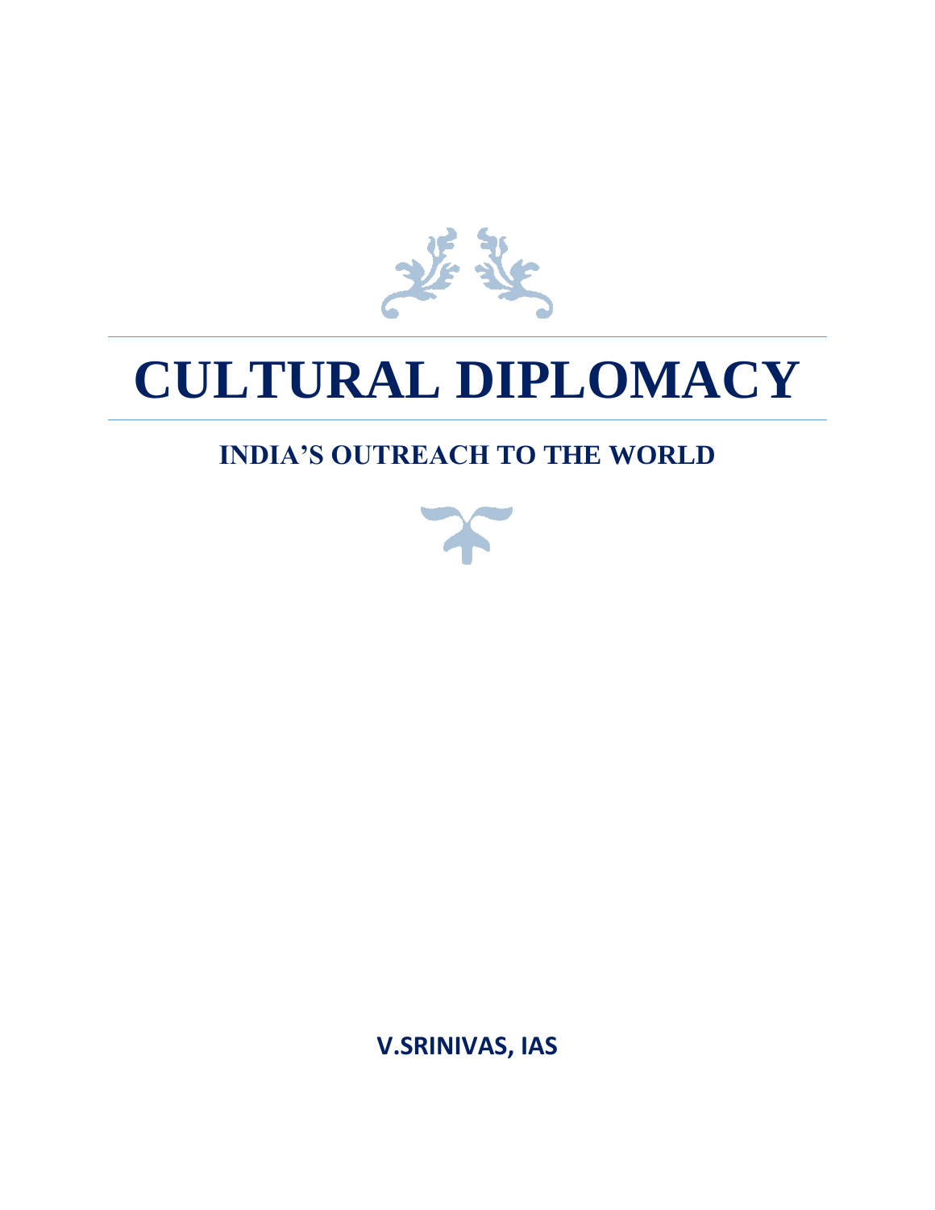# CULTURAL DIPLOMACY

## INDIA'S OUTREACH TO THE WORLD

**V.SRINIVAS, IAS**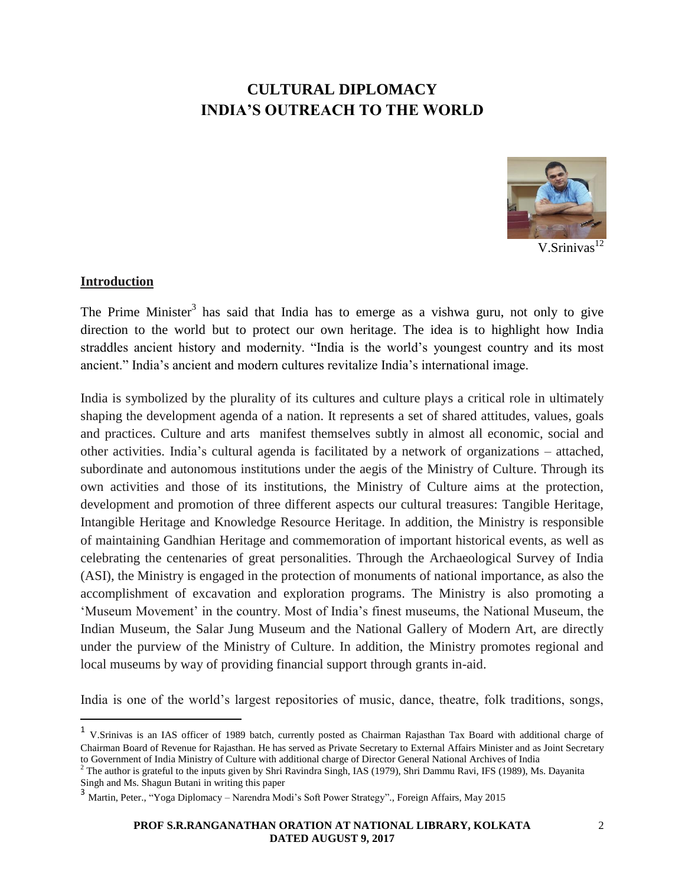# CULTURAL DIPLOMACY
# INDIA'S OUTREACH TO THE WORLD

V.Srinivas[1][2]

## Introduction

The Prime Minister[3] has said that India has to emerge as a vishwa guru, not only to give direction to the world but to protect our own heritage. The idea is to highlight how India straddles ancient history and modernity. "India is the world's youngest country and its most ancient." India's ancient and modern cultures revitalize India's international image.

India is symbolized by the plurality of its cultures and culture plays a critical role in ultimately shaping the development agenda of a nation. It represents a set of shared attitudes, values, goals and practices. Culture and arts manifest themselves subtly in almost all economic, social and other activities. India's cultural agenda is facilitated by a network of organizations – attached, subordinate and autonomous institutions under the aegis of the Ministry of Culture. Through its own activities and those of its institutions, the Ministry of Culture aims at the protection, development and promotion of three different aspects our cultural treasures: Tangible Heritage, Intangible Heritage and Knowledge Resource Heritage. In addition, the Ministry is responsible of maintaining Gandhian Heritage and commemoration of important historical events, as well as celebrating the centenaries of great personalities. Through the Archaeological Survey of India (ASI), the Ministry is engaged in the protection of monuments of national importance, as also the accomplishment of excavation and exploration programs. The Ministry is also promoting a 'Museum Movement' in the country. Most of India's finest museums, the National Museum, the Indian Museum, the Salar Jung Museum and the National Gallery of Modern Art, are directly under the purview of the Ministry of Culture. In addition, the Ministry promotes regional and local museums by way of providing financial support through grants in-aid.

India is one of the world's largest repositories of music, dance, theatre, folk traditions, songs,

---

[1] V.Srinivas is an IAS officer of 1989 batch, currently posted as Chairman Rajasthan Tax Board with additional charge of Chairman Board of Revenue for Rajasthan. He has served as Private Secretary to External Affairs Minister and as Joint Secretary to Government of India Ministry of Culture with additional charge of Director General National Archives of India

[2] The author is grateful to the inputs given by Shri Ravindra Singh, IAS (1979), Shri Dammu Ravi, IFS (1989), Ms. Dayanita Singh and Ms. Shagun Butani in writing this paper

[3] Martin, Peter., "Yoga Diplomacy – Narendra Modi's Soft Power Strategy"., Foreign Affairs, May 2015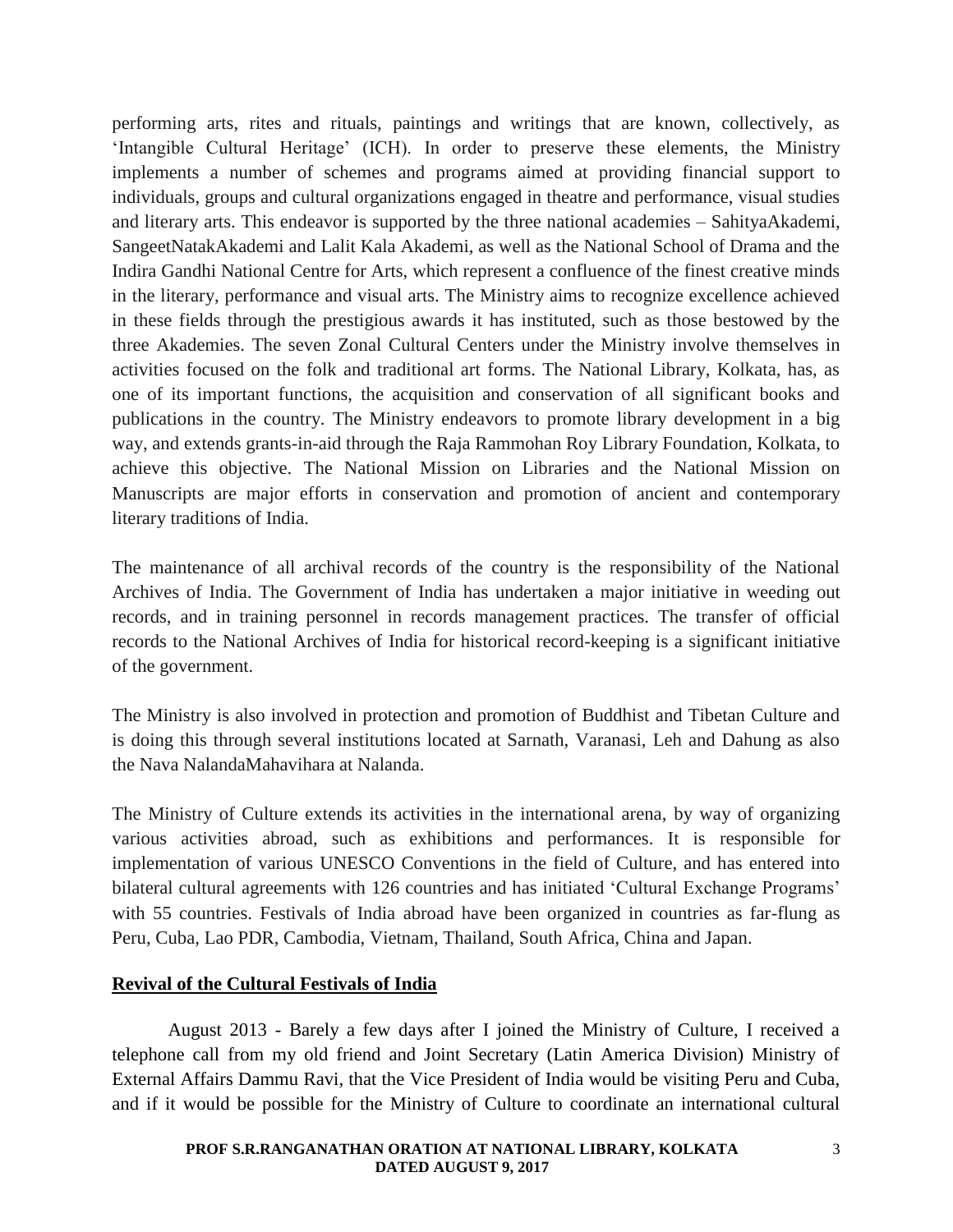performing arts, rites and rituals, paintings and writings that are known, collectively, as 'Intangible Cultural Heritage' (ICH). In order to preserve these elements, the Ministry implements a number of schemes and programs aimed at providing financial support to individuals, groups and cultural organizations engaged in theatre and performance, visual studies and literary arts. This endeavor is supported by the three national academies – SahityaAkademi, SangeetNatakAkademi and Lalit Kala Akademi, as well as the National School of Drama and the Indira Gandhi National Centre for Arts, which represent a confluence of the finest creative minds in the literary, performance and visual arts. The Ministry aims to recognize excellence achieved in these fields through the prestigious awards it has instituted, such as those bestowed by the three Akademies. The seven Zonal Cultural Centers under the Ministry involve themselves in activities focused on the folk and traditional art forms. The National Library, Kolkata, has, as one of its important functions, the acquisition and conservation of all significant books and publications in the country. The Ministry endeavors to promote library development in a big way, and extends grants-in-aid through the Raja Rammohan Roy Library Foundation, Kolkata, to achieve this objective. The National Mission on Libraries and the National Mission on Manuscripts are major efforts in conservation and promotion of ancient and contemporary literary traditions of India.

The maintenance of all archival records of the country is the responsibility of the National Archives of India. The Government of India has undertaken a major initiative in weeding out records, and in training personnel in records management practices. The transfer of official records to the National Archives of India for historical record-keeping is a significant initiative of the government.

The Ministry is also involved in protection and promotion of Buddhist and Tibetan Culture and is doing this through several institutions located at Sarnath, Varanasi, Leh and Dahung as also the Nava NalandaMahavihara at Nalanda.

The Ministry of Culture extends its activities in the international arena, by way of organizing various activities abroad, such as exhibitions and performances. It is responsible for implementation of various UNESCO Conventions in the field of Culture, and has entered into bilateral cultural agreements with 126 countries and has initiated 'Cultural Exchange Programs' with 55 countries. Festivals of India abroad have been organized in countries as far-flung as Peru, Cuba, Lao PDR, Cambodia, Vietnam, Thailand, South Africa, China and Japan.

## Revival of the Cultural Festivals of India

August 2013 - Barely a few days after I joined the Ministry of Culture, I received a telephone call from my old friend and Joint Secretary (Latin America Division) Ministry of External Affairs Dammu Ravi, that the Vice President of India would be visiting Peru and Cuba, and if it would be possible for the Ministry of Culture to coordinate an international cultural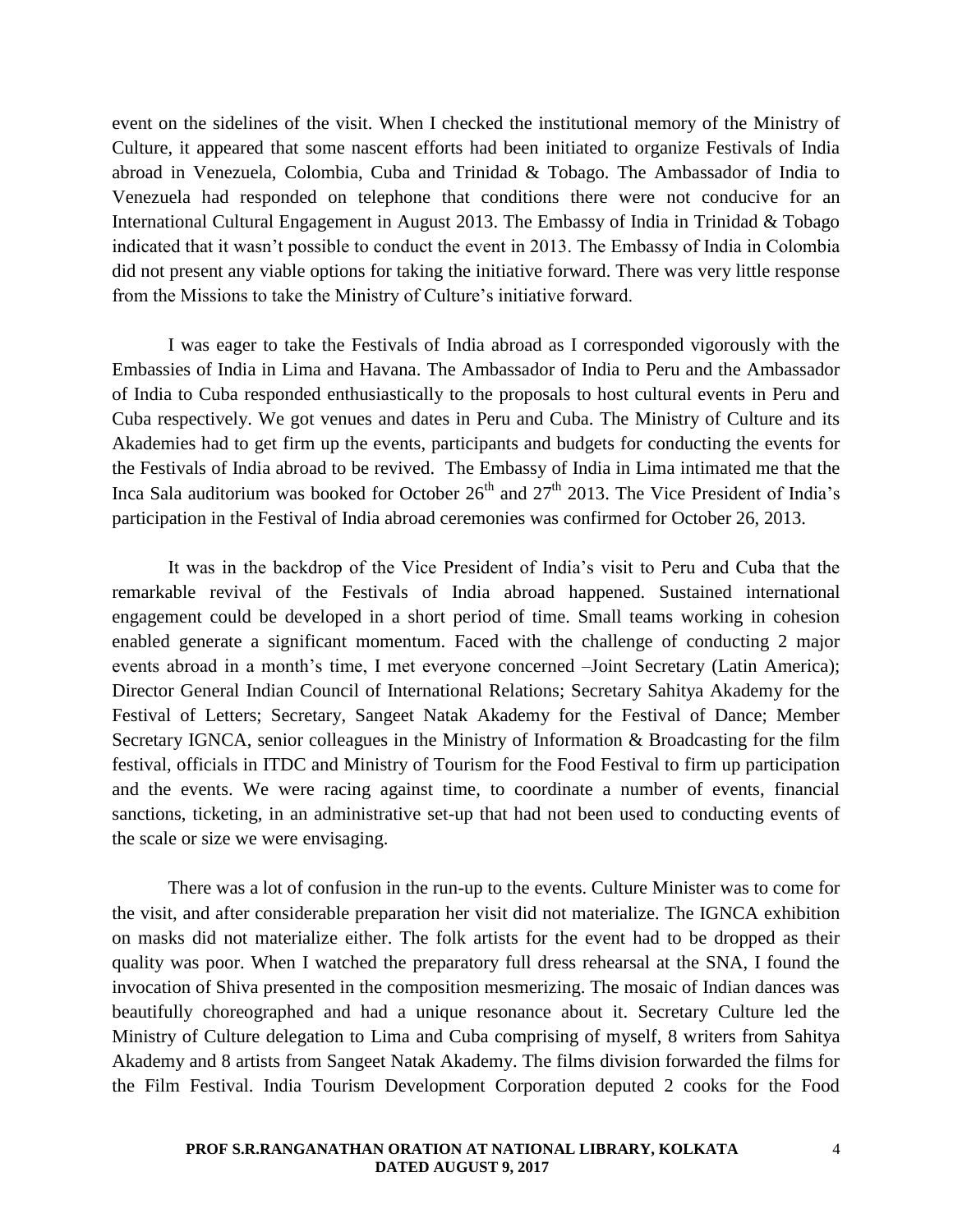event on the sidelines of the visit. When I checked the institutional memory of the Ministry of Culture, it appeared that some nascent efforts had been initiated to organize Festivals of India abroad in Venezuela, Colombia, Cuba and Trinidad & Tobago. The Ambassador of India to Venezuela had responded on telephone that conditions there were not conducive for an International Cultural Engagement in August 2013. The Embassy of India in Trinidad & Tobago indicated that it wasn't possible to conduct the event in 2013. The Embassy of India in Colombia did not present any viable options for taking the initiative forward. There was very little response from the Missions to take the Ministry of Culture's initiative forward.

I was eager to take the Festivals of India abroad as I corresponded vigorously with the Embassies of India in Lima and Havana. The Ambassador of India to Peru and the Ambassador of India to Cuba responded enthusiastically to the proposals to host cultural events in Peru and Cuba respectively. We got venues and dates in Peru and Cuba. The Ministry of Culture and its Akademies had to get firm up the events, participants and budgets for conducting the events for the Festivals of India abroad to be revived. The Embassy of India in Lima intimated me that the Inca Sala auditorium was booked for October 26th and 27th 2013. The Vice President of India's participation in the Festival of India abroad ceremonies was confirmed for October 26, 2013.

It was in the backdrop of the Vice President of India's visit to Peru and Cuba that the remarkable revival of the Festivals of India abroad happened. Sustained international engagement could be developed in a short period of time. Small teams working in cohesion enabled generate a significant momentum. Faced with the challenge of conducting 2 major events abroad in a month's time, I met everyone concerned –Joint Secretary (Latin America); Director General Indian Council of International Relations; Secretary Sahitya Akademy for the Festival of Letters; Secretary, Sangeet Natak Akademy for the Festival of Dance; Member Secretary IGNCA, senior colleagues in the Ministry of Information & Broadcasting for the film festival, officials in ITDC and Ministry of Tourism for the Food Festival to firm up participation and the events. We were racing against time, to coordinate a number of events, financial sanctions, ticketing, in an administrative set-up that had not been used to conducting events of the scale or size we were envisaging.

There was a lot of confusion in the run-up to the events. Culture Minister was to come for the visit, and after considerable preparation her visit did not materialize. The IGNCA exhibition on masks did not materialize either. The folk artists for the event had to be dropped as their quality was poor. When I watched the preparatory full dress rehearsal at the SNA, I found the invocation of Shiva presented in the composition mesmerizing. The mosaic of Indian dances was beautifully choreographed and had a unique resonance about it. Secretary Culture led the Ministry of Culture delegation to Lima and Cuba comprising of myself, 8 writers from Sahitya Akademy and 8 artists from Sangeet Natak Akademy. The films division forwarded the films for the Film Festival. India Tourism Development Corporation deputed 2 cooks for the Food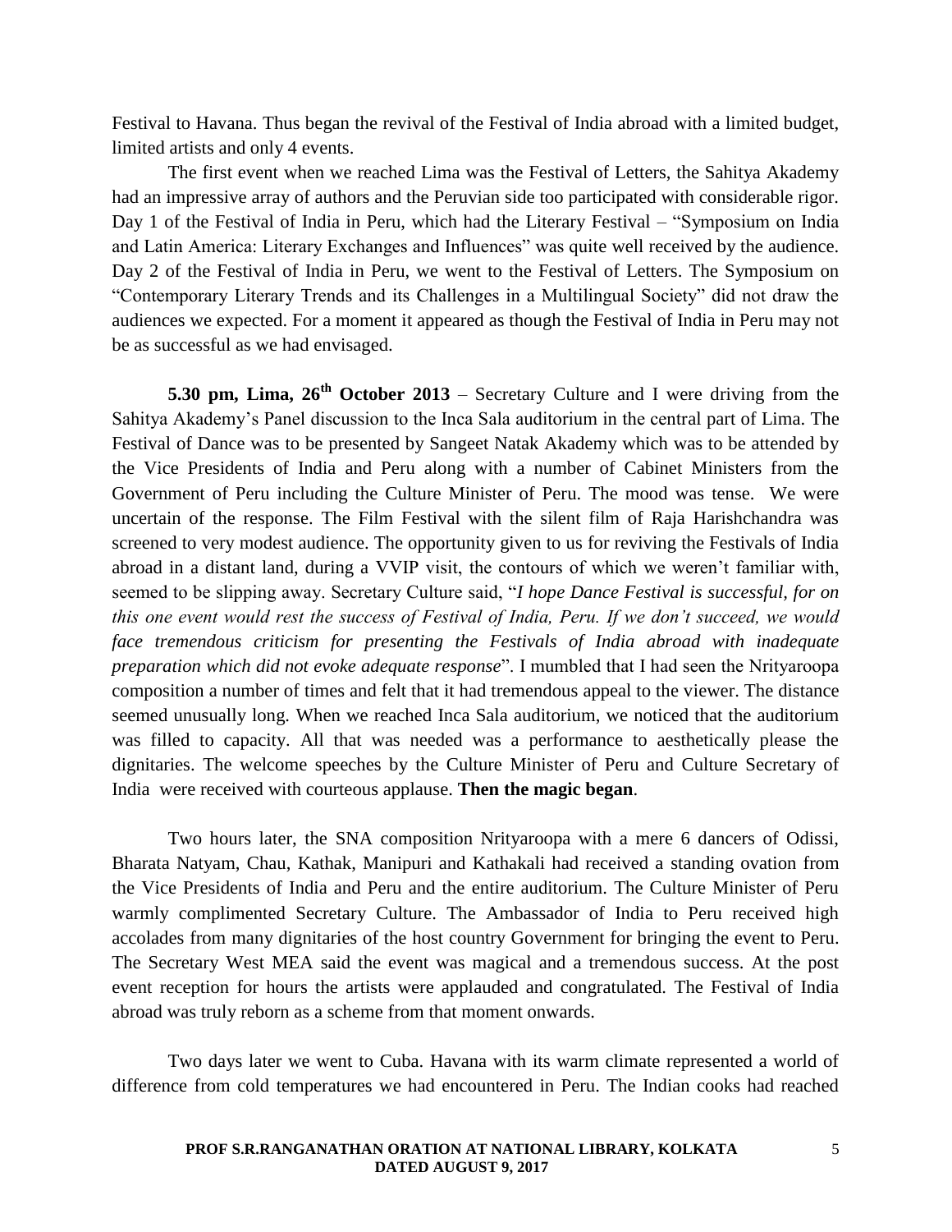Festival to Havana. Thus began the revival of the Festival of India abroad with a limited budget, limited artists and only 4 events.

The first event when we reached Lima was the Festival of Letters, the Sahitya Akademy had an impressive array of authors and the Peruvian side too participated with considerable rigor. Day 1 of the Festival of India in Peru, which had the Literary Festival – "Symposium on India and Latin America: Literary Exchanges and Influences" was quite well received by the audience. Day 2 of the Festival of India in Peru, we went to the Festival of Letters. The Symposium on "Contemporary Literary Trends and its Challenges in a Multilingual Society" did not draw the audiences we expected. For a moment it appeared as though the Festival of India in Peru may not be as successful as we had envisaged.

**5.30 pm, Lima, 26th October 2013** – Secretary Culture and I were driving from the Sahitya Akademy's Panel discussion to the Inca Sala auditorium in the central part of Lima. The Festival of Dance was to be presented by Sangeet Natak Akademy which was to be attended by the Vice Presidents of India and Peru along with a number of Cabinet Ministers from the Government of Peru including the Culture Minister of Peru. The mood was tense. We were uncertain of the response. The Film Festival with the silent film of Raja Harishchandra was screened to very modest audience. The opportunity given to us for reviving the Festivals of India abroad in a distant land, during a VVIP visit, the contours of which we weren't familiar with, seemed to be slipping away. Secretary Culture said, "*I hope Dance Festival is successful, for on this one event would rest the success of Festival of India, Peru. If we don't succeed, we would face tremendous criticism for presenting the Festivals of India abroad with inadequate preparation which did not evoke adequate response*". I mumbled that I had seen the Nrityaroopa composition a number of times and felt that it had tremendous appeal to the viewer. The distance seemed unusually long. When we reached Inca Sala auditorium, we noticed that the auditorium was filled to capacity. All that was needed was a performance to aesthetically please the dignitaries. The welcome speeches by the Culture Minister of Peru and Culture Secretary of India were received with courteous applause. **Then the magic began**.

Two hours later, the SNA composition Nrityaroopa with a mere 6 dancers of Odissi, Bharata Natyam, Chau, Kathak, Manipuri and Kathakali had received a standing ovation from the Vice Presidents of India and Peru and the entire auditorium. The Culture Minister of Peru warmly complimented Secretary Culture. The Ambassador of India to Peru received high accolades from many dignitaries of the host country Government for bringing the event to Peru. The Secretary West MEA said the event was magical and a tremendous success. At the post event reception for hours the artists were applauded and congratulated. The Festival of India abroad was truly reborn as a scheme from that moment onwards.

Two days later we went to Cuba. Havana with its warm climate represented a world of difference from cold temperatures we had encountered in Peru. The Indian cooks had reached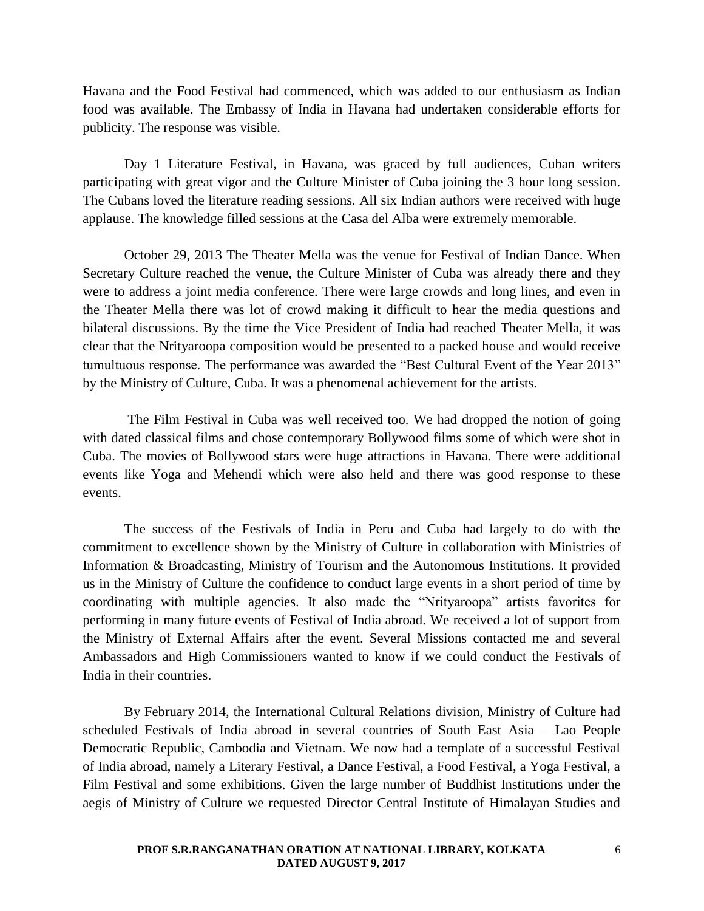Havana and the Food Festival had commenced, which was added to our enthusiasm as Indian food was available. The Embassy of India in Havana had undertaken considerable efforts for publicity. The response was visible.

Day 1 Literature Festival, in Havana, was graced by full audiences, Cuban writers participating with great vigor and the Culture Minister of Cuba joining the 3 hour long session. The Cubans loved the literature reading sessions. All six Indian authors were received with huge applause. The knowledge filled sessions at the Casa del Alba were extremely memorable.

October 29, 2013 The Theater Mella was the venue for Festival of Indian Dance. When Secretary Culture reached the venue, the Culture Minister of Cuba was already there and they were to address a joint media conference. There were large crowds and long lines, and even in the Theater Mella there was lot of crowd making it difficult to hear the media questions and bilateral discussions. By the time the Vice President of India had reached Theater Mella, it was clear that the Nrityaroopa composition would be presented to a packed house and would receive tumultuous response. The performance was awarded the "Best Cultural Event of the Year 2013" by the Ministry of Culture, Cuba. It was a phenomenal achievement for the artists.

The Film Festival in Cuba was well received too. We had dropped the notion of going with dated classical films and chose contemporary Bollywood films some of which were shot in Cuba. The movies of Bollywood stars were huge attractions in Havana. There were additional events like Yoga and Mehendi which were also held and there was good response to these events.

The success of the Festivals of India in Peru and Cuba had largely to do with the commitment to excellence shown by the Ministry of Culture in collaboration with Ministries of Information & Broadcasting, Ministry of Tourism and the Autonomous Institutions. It provided us in the Ministry of Culture the confidence to conduct large events in a short period of time by coordinating with multiple agencies. It also made the "Nrityaroopa" artists favorites for performing in many future events of Festival of India abroad. We received a lot of support from the Ministry of External Affairs after the event. Several Missions contacted me and several Ambassadors and High Commissioners wanted to know if we could conduct the Festivals of India in their countries.

By February 2014, the International Cultural Relations division, Ministry of Culture had scheduled Festivals of India abroad in several countries of South East Asia – Lao People Democratic Republic, Cambodia and Vietnam. We now had a template of a successful Festival of India abroad, namely a Literary Festival, a Dance Festival, a Food Festival, a Yoga Festival, a Film Festival and some exhibitions. Given the large number of Buddhist Institutions under the aegis of Ministry of Culture we requested Director Central Institute of Himalayan Studies and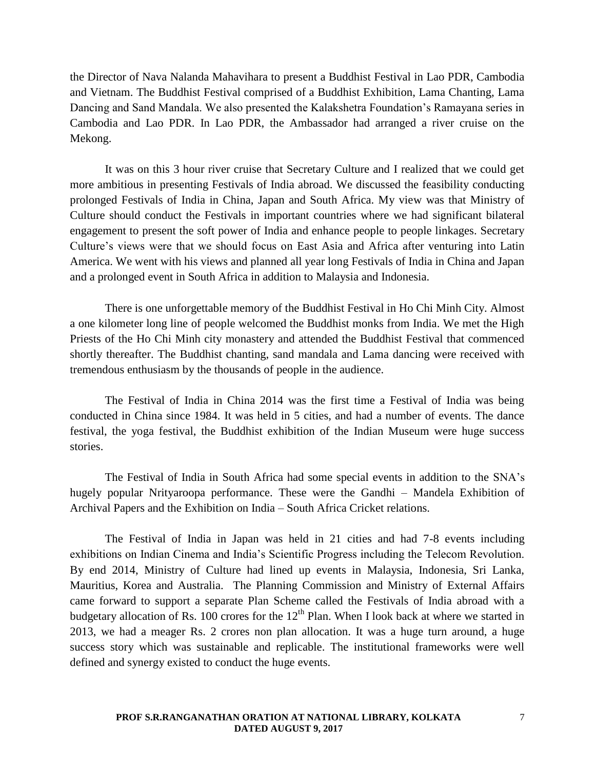the Director of Nava Nalanda Mahavihara to present a Buddhist Festival in Lao PDR, Cambodia and Vietnam. The Buddhist Festival comprised of a Buddhist Exhibition, Lama Chanting, Lama Dancing and Sand Mandala. We also presented the Kalakshetra Foundation's Ramayana series in Cambodia and Lao PDR. In Lao PDR, the Ambassador had arranged a river cruise on the Mekong.

It was on this 3 hour river cruise that Secretary Culture and I realized that we could get more ambitious in presenting Festivals of India abroad. We discussed the feasibility conducting prolonged Festivals of India in China, Japan and South Africa. My view was that Ministry of Culture should conduct the Festivals in important countries where we had significant bilateral engagement to present the soft power of India and enhance people to people linkages. Secretary Culture's views were that we should focus on East Asia and Africa after venturing into Latin America. We went with his views and planned all year long Festivals of India in China and Japan and a prolonged event in South Africa in addition to Malaysia and Indonesia.

There is one unforgettable memory of the Buddhist Festival in Ho Chi Minh City. Almost a one kilometer long line of people welcomed the Buddhist monks from India. We met the High Priests of the Ho Chi Minh city monastery and attended the Buddhist Festival that commenced shortly thereafter. The Buddhist chanting, sand mandala and Lama dancing were received with tremendous enthusiasm by the thousands of people in the audience.

The Festival of India in China 2014 was the first time a Festival of India was being conducted in China since 1984. It was held in 5 cities, and had a number of events. The dance festival, the yoga festival, the Buddhist exhibition of the Indian Museum were huge success stories.

The Festival of India in South Africa had some special events in addition to the SNA's hugely popular Nrityaroopa performance. These were the Gandhi – Mandela Exhibition of Archival Papers and the Exhibition on India – South Africa Cricket relations.

The Festival of India in Japan was held in 21 cities and had 7-8 events including exhibitions on Indian Cinema and India's Scientific Progress including the Telecom Revolution. By end 2014, Ministry of Culture had lined up events in Malaysia, Indonesia, Sri Lanka, Mauritius, Korea and Australia. The Planning Commission and Ministry of External Affairs came forward to support a separate Plan Scheme called the Festivals of India abroad with a budgetary allocation of Rs. 100 crores for the 12th Plan. When I look back at where we started in 2013, we had a meager Rs. 2 crores non plan allocation. It was a huge turn around, a huge success story which was sustainable and replicable. The institutional frameworks were well defined and synergy existed to conduct the huge events.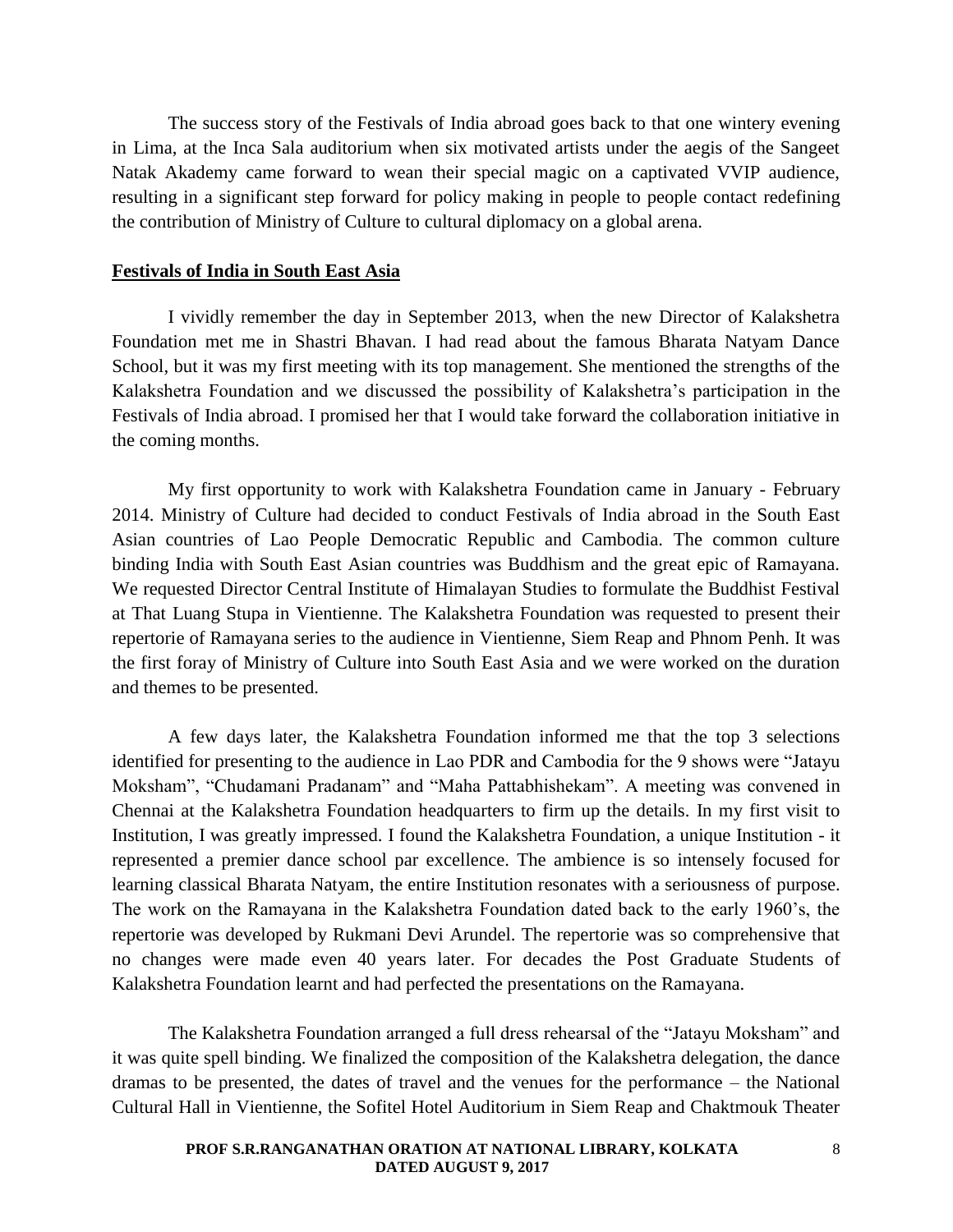The success story of the Festivals of India abroad goes back to that one wintery evening in Lima, at the Inca Sala auditorium when six motivated artists under the aegis of the Sangeet Natak Akademy came forward to wean their special magic on a captivated VVIP audience, resulting in a significant step forward for policy making in people to people contact redefining the contribution of Ministry of Culture to cultural diplomacy on a global arena.

## Festivals of India in South East Asia

I vividly remember the day in September 2013, when the new Director of Kalakshetra Foundation met me in Shastri Bhavan. I had read about the famous Bharata Natyam Dance School, but it was my first meeting with its top management. She mentioned the strengths of the Kalakshetra Foundation and we discussed the possibility of Kalakshetra's participation in the Festivals of India abroad. I promised her that I would take forward the collaboration initiative in the coming months.

My first opportunity to work with Kalakshetra Foundation came in January - February 2014. Ministry of Culture had decided to conduct Festivals of India abroad in the South East Asian countries of Lao People Democratic Republic and Cambodia. The common culture binding India with South East Asian countries was Buddhism and the great epic of Ramayana. We requested Director Central Institute of Himalayan Studies to formulate the Buddhist Festival at That Luang Stupa in Vientienne. The Kalakshetra Foundation was requested to present their repertorie of Ramayana series to the audience in Vientienne, Siem Reap and Phnom Penh. It was the first foray of Ministry of Culture into South East Asia and we were worked on the duration and themes to be presented.

A few days later, the Kalakshetra Foundation informed me that the top 3 selections identified for presenting to the audience in Lao PDR and Cambodia for the 9 shows were "Jatayu Moksham", "Chudamani Pradanam" and "Maha Pattabhishekam". A meeting was convened in Chennai at the Kalakshetra Foundation headquarters to firm up the details. In my first visit to Institution, I was greatly impressed. I found the Kalakshetra Foundation, a unique Institution - it represented a premier dance school par excellence. The ambience is so intensely focused for learning classical Bharata Natyam, the entire Institution resonates with a seriousness of purpose. The work on the Ramayana in the Kalakshetra Foundation dated back to the early 1960's, the repertorie was developed by Rukmani Devi Arundel. The repertorie was so comprehensive that no changes were made even 40 years later. For decades the Post Graduate Students of Kalakshetra Foundation learnt and had perfected the presentations on the Ramayana.

The Kalakshetra Foundation arranged a full dress rehearsal of the "Jatayu Moksham" and it was quite spell binding. We finalized the composition of the Kalakshetra delegation, the dance dramas to be presented, the dates of travel and the venues for the performance – the National Cultural Hall in Vientienne, the Sofitel Hotel Auditorium in Siem Reap and Chaktmouk Theater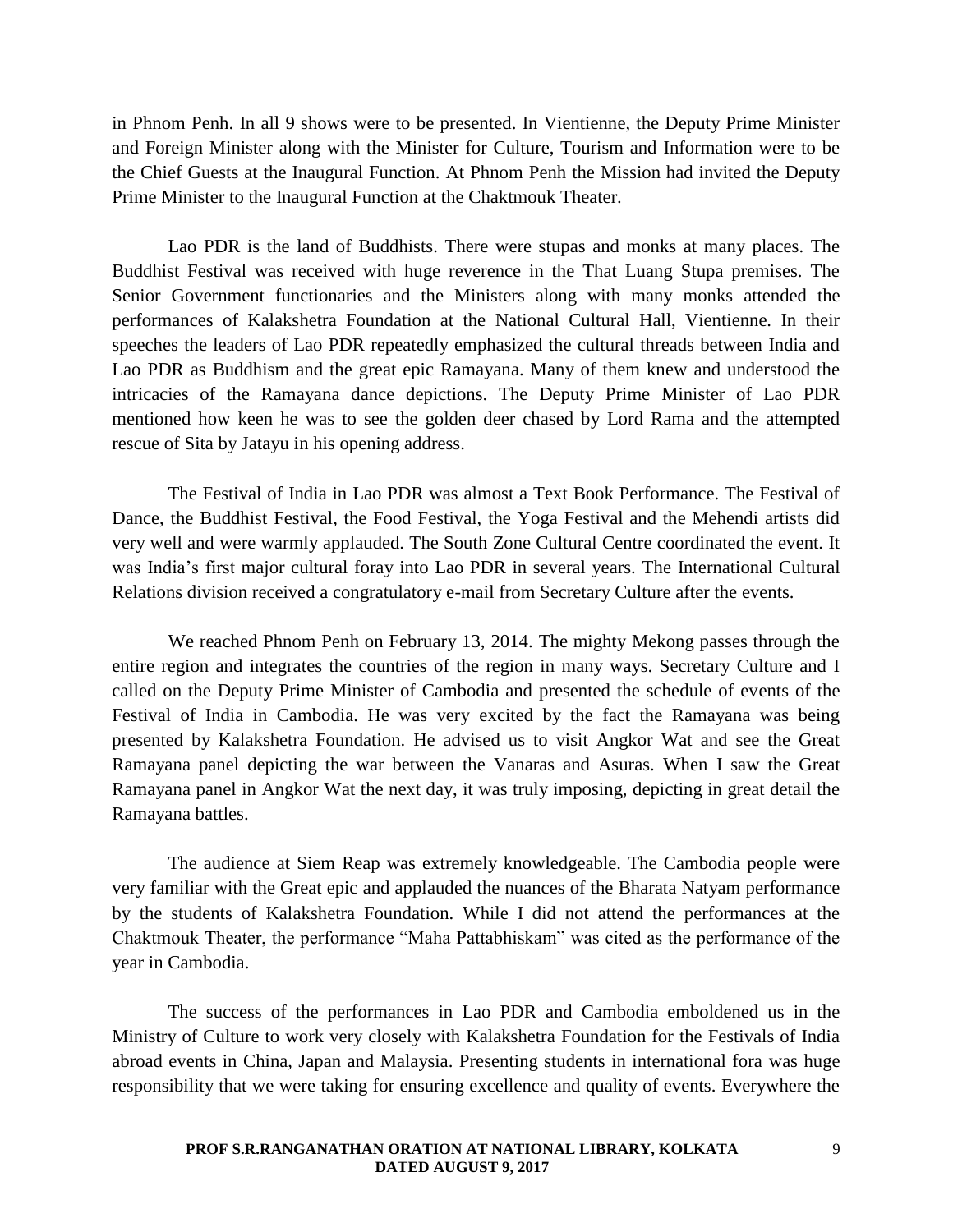in Phnom Penh. In all 9 shows were to be presented. In Vientienne, the Deputy Prime Minister and Foreign Minister along with the Minister for Culture, Tourism and Information were to be the Chief Guests at the Inaugural Function. At Phnom Penh the Mission had invited the Deputy Prime Minister to the Inaugural Function at the Chaktmouk Theater.

Lao PDR is the land of Buddhists. There were stupas and monks at many places. The Buddhist Festival was received with huge reverence in the That Luang Stupa premises. The Senior Government functionaries and the Ministers along with many monks attended the performances of Kalakshetra Foundation at the National Cultural Hall, Vientienne. In their speeches the leaders of Lao PDR repeatedly emphasized the cultural threads between India and Lao PDR as Buddhism and the great epic Ramayana. Many of them knew and understood the intricacies of the Ramayana dance depictions. The Deputy Prime Minister of Lao PDR mentioned how keen he was to see the golden deer chased by Lord Rama and the attempted rescue of Sita by Jatayu in his opening address.

The Festival of India in Lao PDR was almost a Text Book Performance. The Festival of Dance, the Buddhist Festival, the Food Festival, the Yoga Festival and the Mehendi artists did very well and were warmly applauded. The South Zone Cultural Centre coordinated the event. It was India's first major cultural foray into Lao PDR in several years. The International Cultural Relations division received a congratulatory e-mail from Secretary Culture after the events.

We reached Phnom Penh on February 13, 2014. The mighty Mekong passes through the entire region and integrates the countries of the region in many ways. Secretary Culture and I called on the Deputy Prime Minister of Cambodia and presented the schedule of events of the Festival of India in Cambodia. He was very excited by the fact the Ramayana was being presented by Kalakshetra Foundation. He advised us to visit Angkor Wat and see the Great Ramayana panel depicting the war between the Vanaras and Asuras. When I saw the Great Ramayana panel in Angkor Wat the next day, it was truly imposing, depicting in great detail the Ramayana battles.

The audience at Siem Reap was extremely knowledgeable. The Cambodia people were very familiar with the Great epic and applauded the nuances of the Bharata Natyam performance by the students of Kalakshetra Foundation. While I did not attend the performances at the Chaktmouk Theater, the performance "Maha Pattabhiskam" was cited as the performance of the year in Cambodia.

The success of the performances in Lao PDR and Cambodia emboldened us in the Ministry of Culture to work very closely with Kalakshetra Foundation for the Festivals of India abroad events in China, Japan and Malaysia. Presenting students in international fora was huge responsibility that we were taking for ensuring excellence and quality of events. Everywhere the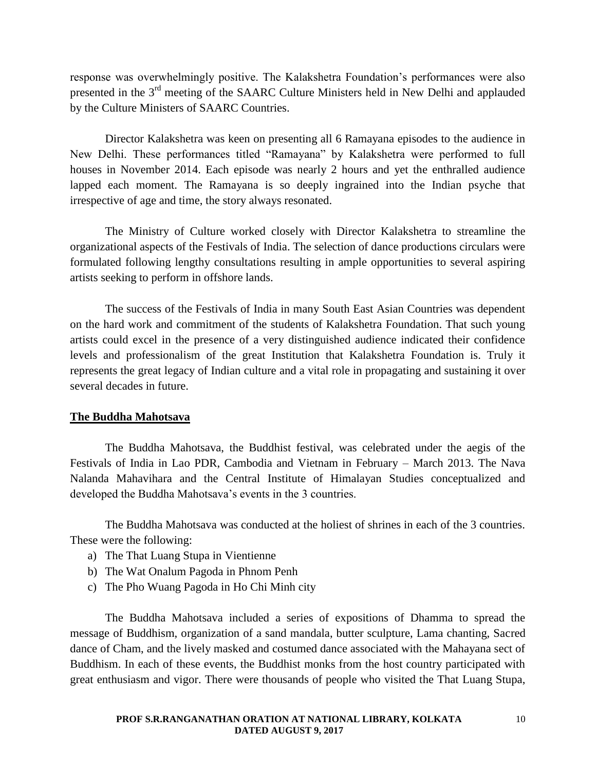response was overwhelmingly positive. The Kalakshetra Foundation's performances were also presented in the 3rd meeting of the SAARC Culture Ministers held in New Delhi and applauded by the Culture Ministers of SAARC Countries.

Director Kalakshetra was keen on presenting all 6 Ramayana episodes to the audience in New Delhi. These performances titled "Ramayana" by Kalakshetra were performed to full houses in November 2014. Each episode was nearly 2 hours and yet the enthralled audience lapped each moment. The Ramayana is so deeply ingrained into the Indian psyche that irrespective of age and time, the story always resonated.

The Ministry of Culture worked closely with Director Kalakshetra to streamline the organizational aspects of the Festivals of India. The selection of dance productions circulars were formulated following lengthy consultations resulting in ample opportunities to several aspiring artists seeking to perform in offshore lands.

The success of the Festivals of India in many South East Asian Countries was dependent on the hard work and commitment of the students of Kalakshetra Foundation. That such young artists could excel in the presence of a very distinguished audience indicated their confidence levels and professionalism of the great Institution that Kalakshetra Foundation is. Truly it represents the great legacy of Indian culture and a vital role in propagating and sustaining it over several decades in future.

## The Buddha Mahotsava

The Buddha Mahotsava, the Buddhist festival, was celebrated under the aegis of the Festivals of India in Lao PDR, Cambodia and Vietnam in February – March 2013. The Nava Nalanda Mahavihara and the Central Institute of Himalayan Studies conceptualized and developed the Buddha Mahotsava's events in the 3 countries.

The Buddha Mahotsava was conducted at the holiest of shrines in each of the 3 countries. These were the following:

a) The That Luang Stupa in Vientienne
b) The Wat Onalum Pagoda in Phnom Penh
c) The Pho Wuang Pagoda in Ho Chi Minh city

The Buddha Mahotsava included a series of expositions of Dhamma to spread the message of Buddhism, organization of a sand mandala, butter sculpture, Lama chanting, Sacred dance of Cham, and the lively masked and costumed dance associated with the Mahayana sect of Buddhism. In each of these events, the Buddhist monks from the host country participated with great enthusiasm and vigor. There were thousands of people who visited the That Luang Stupa,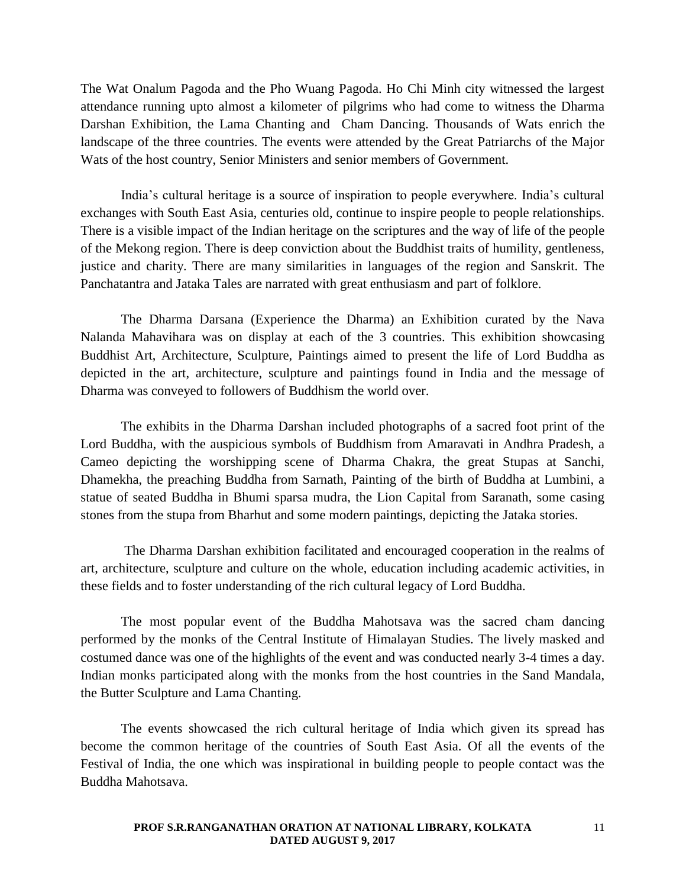The Wat Onalum Pagoda and the Pho Wuang Pagoda. Ho Chi Minh city witnessed the largest attendance running upto almost a kilometer of pilgrims who had come to witness the Dharma Darshan Exhibition, the Lama Chanting and Cham Dancing. Thousands of Wats enrich the landscape of the three countries. The events were attended by the Great Patriarchs of the Major Wats of the host country, Senior Ministers and senior members of Government.

India's cultural heritage is a source of inspiration to people everywhere. India's cultural exchanges with South East Asia, centuries old, continue to inspire people to people relationships. There is a visible impact of the Indian heritage on the scriptures and the way of life of the people of the Mekong region. There is deep conviction about the Buddhist traits of humility, gentleness, justice and charity. There are many similarities in languages of the region and Sanskrit. The Panchatantra and Jataka Tales are narrated with great enthusiasm and part of folklore.

The Dharma Darsana (Experience the Dharma) an Exhibition curated by the Nava Nalanda Mahavihara was on display at each of the 3 countries. This exhibition showcasing Buddhist Art, Architecture, Sculpture, Paintings aimed to present the life of Lord Buddha as depicted in the art, architecture, sculpture and paintings found in India and the message of Dharma was conveyed to followers of Buddhism the world over.

The exhibits in the Dharma Darshan included photographs of a sacred foot print of the Lord Buddha, with the auspicious symbols of Buddhism from Amaravati in Andhra Pradesh, a Cameo depicting the worshipping scene of Dharma Chakra, the great Stupas at Sanchi, Dhamekha, the preaching Buddha from Sarnath, Painting of the birth of Buddha at Lumbini, a statue of seated Buddha in Bhumi sparsa mudra, the Lion Capital from Saranath, some casing stones from the stupa from Bharhut and some modern paintings, depicting the Jataka stories.

The Dharma Darshan exhibition facilitated and encouraged cooperation in the realms of art, architecture, sculpture and culture on the whole, education including academic activities, in these fields and to foster understanding of the rich cultural legacy of Lord Buddha.

The most popular event of the Buddha Mahotsava was the sacred cham dancing performed by the monks of the Central Institute of Himalayan Studies. The lively masked and costumed dance was one of the highlights of the event and was conducted nearly 3-4 times a day. Indian monks participated along with the monks from the host countries in the Sand Mandala, the Butter Sculpture and Lama Chanting.

The events showcased the rich cultural heritage of India which given its spread has become the common heritage of the countries of South East Asia. Of all the events of the Festival of India, the one which was inspirational in building people to people contact was the Buddha Mahotsava.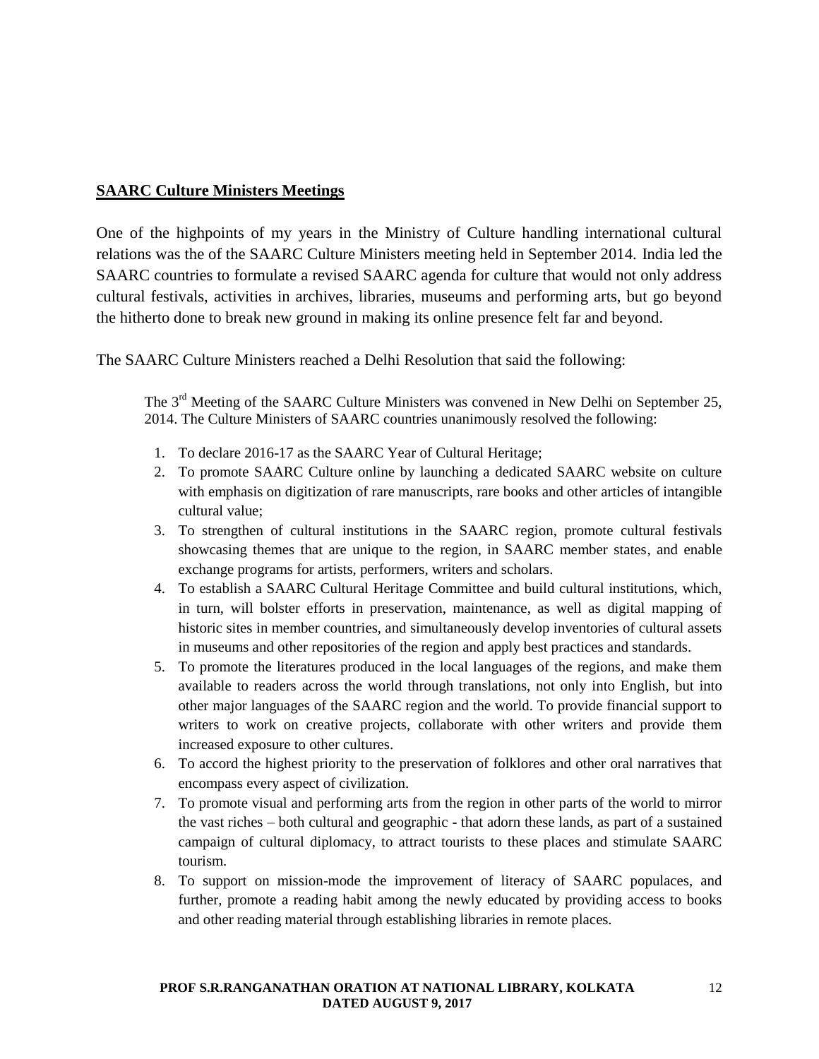## SAARC Culture Ministers Meetings

One of the highpoints of my years in the Ministry of Culture handling international cultural relations was the of the SAARC Culture Ministers meeting held in September 2014. India led the SAARC countries to formulate a revised SAARC agenda for culture that would not only address cultural festivals, activities in archives, libraries, museums and performing arts, but go beyond the hitherto done to break new ground in making its online presence felt far and beyond.

The SAARC Culture Ministers reached a Delhi Resolution that said the following:

> The 3rd Meeting of the SAARC Culture Ministers was convened in New Delhi on September 25, 2014. The Culture Ministers of SAARC countries unanimously resolved the following:
>
> 1. To declare 2016-17 as the SAARC Year of Cultural Heritage;
> 2. To promote SAARC Culture online by launching a dedicated SAARC website on culture with emphasis on digitization of rare manuscripts, rare books and other articles of intangible cultural value;
> 3. To strengthen of cultural institutions in the SAARC region, promote cultural festivals showcasing themes that are unique to the region, in SAARC member states, and enable exchange programs for artists, performers, writers and scholars.
> 4. To establish a SAARC Cultural Heritage Committee and build cultural institutions, which, in turn, will bolster efforts in preservation, maintenance, as well as digital mapping of historic sites in member countries, and simultaneously develop inventories of cultural assets in museums and other repositories of the region and apply best practices and standards.
> 5. To promote the literatures produced in the local languages of the regions, and make them available to readers across the world through translations, not only into English, but into other major languages of the SAARC region and the world. To provide financial support to writers to work on creative projects, collaborate with other writers and provide them increased exposure to other cultures.
> 6. To accord the highest priority to the preservation of folklores and other oral narratives that encompass every aspect of civilization.
> 7. To promote visual and performing arts from the region in other parts of the world to mirror the vast riches – both cultural and geographic - that adorn these lands, as part of a sustained campaign of cultural diplomacy, to attract tourists to these places and stimulate SAARC tourism.
> 8. To support on mission-mode the improvement of literacy of SAARC populaces, and further, promote a reading habit among the newly educated by providing access to books and other reading material through establishing libraries in remote places.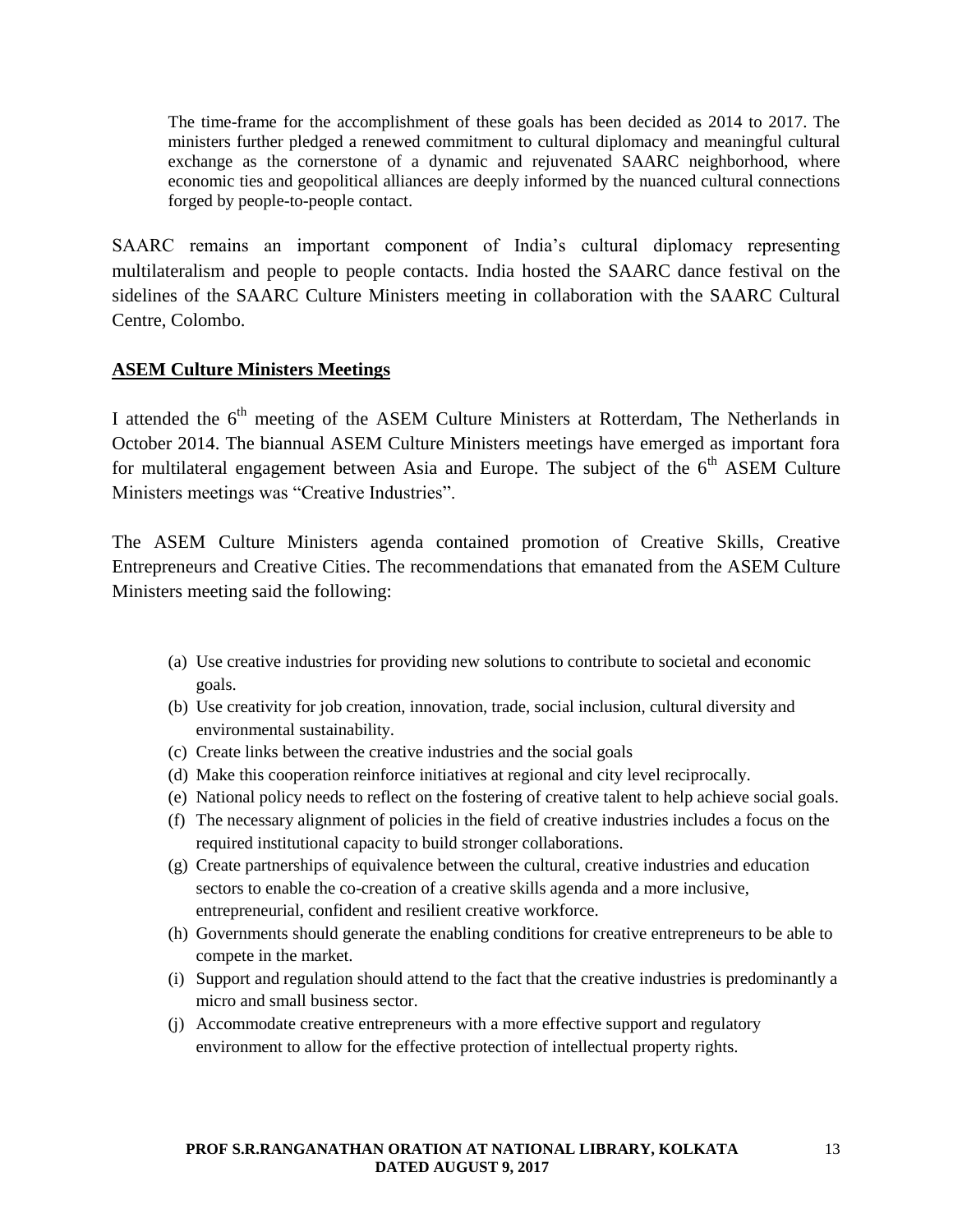> The time-frame for the accomplishment of these goals has been decided as 2014 to 2017. The ministers further pledged a renewed commitment to cultural diplomacy and meaningful cultural exchange as the cornerstone of a dynamic and rejuvenated SAARC neighborhood, where economic ties and geopolitical alliances are deeply informed by the nuanced cultural connections forged by people-to-people contact.

SAARC remains an important component of India's cultural diplomacy representing multilateralism and people to people contacts. India hosted the SAARC dance festival on the sidelines of the SAARC Culture Ministers meeting in collaboration with the SAARC Cultural Centre, Colombo.

**ASEM Culture Ministers Meetings**

I attended the 6th meeting of the ASEM Culture Ministers at Rotterdam, The Netherlands in October 2014. The biannual ASEM Culture Ministers meetings have emerged as important fora for multilateral engagement between Asia and Europe. The subject of the 6th ASEM Culture Ministers meetings was "Creative Industries".

The ASEM Culture Ministers agenda contained promotion of Creative Skills, Creative Entrepreneurs and Creative Cities. The recommendations that emanated from the ASEM Culture Ministers meeting said the following:

(a) Use creative industries for providing new solutions to contribute to societal and economic goals.
(b) Use creativity for job creation, innovation, trade, social inclusion, cultural diversity and environmental sustainability.
(c) Create links between the creative industries and the social goals
(d) Make this cooperation reinforce initiatives at regional and city level reciprocally.
(e) National policy needs to reflect on the fostering of creative talent to help achieve social goals.
(f) The necessary alignment of policies in the field of creative industries includes a focus on the required institutional capacity to build stronger collaborations.
(g) Create partnerships of equivalence between the cultural, creative industries and education sectors to enable the co-creation of a creative skills agenda and a more inclusive, entrepreneurial, confident and resilient creative workforce.
(h) Governments should generate the enabling conditions for creative entrepreneurs to be able to compete in the market.
(i) Support and regulation should attend to the fact that the creative industries is predominantly a micro and small business sector.
(j) Accommodate creative entrepreneurs with a more effective support and regulatory environment to allow for the effective protection of intellectual property rights.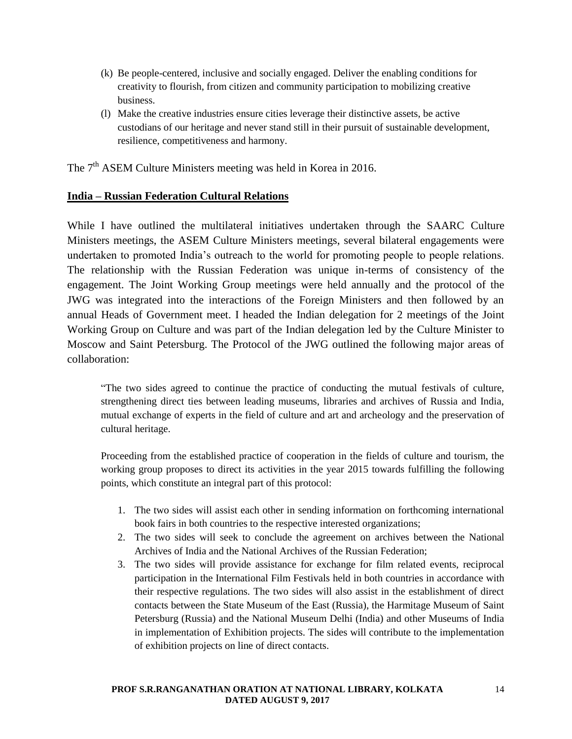(k) Be people-centered, inclusive and socially engaged. Deliver the enabling conditions for creativity to flourish, from citizen and community participation to mobilizing creative business.

(l) Make the creative industries ensure cities leverage their distinctive assets, be active custodians of our heritage and never stand still in their pursuit of sustainable development, resilience, competitiveness and harmony.

The 7th ASEM Culture Ministers meeting was held in Korea in 2016.

**India – Russian Federation Cultural Relations**

While I have outlined the multilateral initiatives undertaken through the SAARC Culture Ministers meetings, the ASEM Culture Ministers meetings, several bilateral engagements were undertaken to promoted India's outreach to the world for promoting people to people relations. The relationship with the Russian Federation was unique in-terms of consistency of the engagement. The Joint Working Group meetings were held annually and the protocol of the JWG was integrated into the interactions of the Foreign Ministers and then followed by an annual Heads of Government meet. I headed the Indian delegation for 2 meetings of the Joint Working Group on Culture and was part of the Indian delegation led by the Culture Minister to Moscow and Saint Petersburg. The Protocol of the JWG outlined the following major areas of collaboration:

> "The two sides agreed to continue the practice of conducting the mutual festivals of culture, strengthening direct ties between leading museums, libraries and archives of Russia and India, mutual exchange of experts in the field of culture and art and archeology and the preservation of cultural heritage.
>
> Proceeding from the established practice of cooperation in the fields of culture and tourism, the working group proposes to direct its activities in the year 2015 towards fulfilling the following points, which constitute an integral part of this protocol:
>
> 1. The two sides will assist each other in sending information on forthcoming international book fairs in both countries to the respective interested organizations;
> 2. The two sides will seek to conclude the agreement on archives between the National Archives of India and the National Archives of the Russian Federation;
> 3. The two sides will provide assistance for exchange for film related events, reciprocal participation in the International Film Festivals held in both countries in accordance with their respective regulations. The two sides will also assist in the establishment of direct contacts between the State Museum of the East (Russia), the Harmitage Museum of Saint Petersburg (Russia) and the National Museum Delhi (India) and other Museums of India in implementation of Exhibition projects. The sides will contribute to the implementation of exhibition projects on line of direct contacts.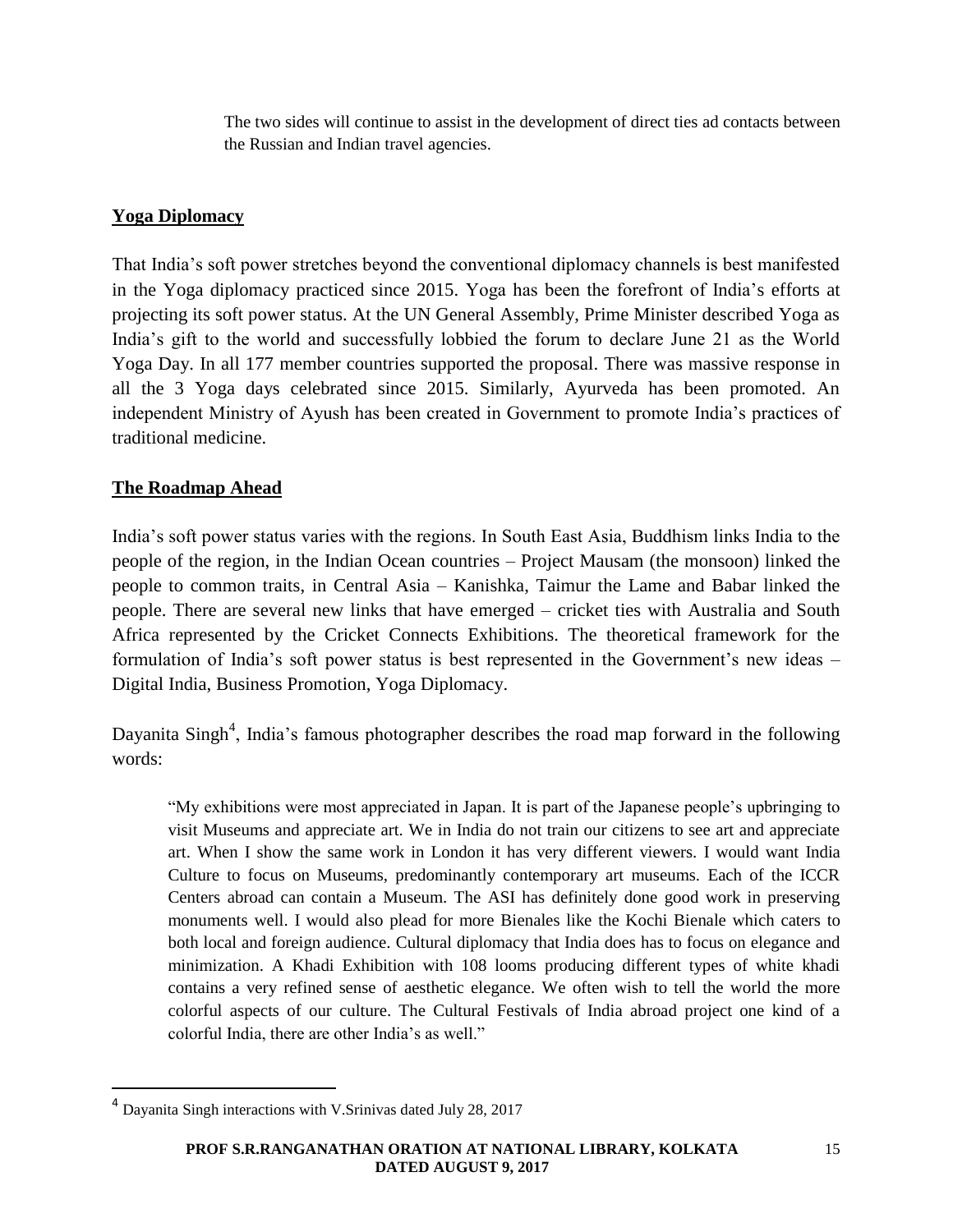> The two sides will continue to assist in the development of direct ties ad contacts between the Russian and Indian travel agencies.

## Yoga Diplomacy

That India's soft power stretches beyond the conventional diplomacy channels is best manifested in the Yoga diplomacy practiced since 2015. Yoga has been the forefront of India's efforts at projecting its soft power status. At the UN General Assembly, Prime Minister described Yoga as India's gift to the world and successfully lobbied the forum to declare June 21 as the World Yoga Day. In all 177 member countries supported the proposal. There was massive response in all the 3 Yoga days celebrated since 2015. Similarly, Ayurveda has been promoted. An independent Ministry of Ayush has been created in Government to promote India's practices of traditional medicine.

## The Roadmap Ahead

India's soft power status varies with the regions. In South East Asia, Buddhism links India to the people of the region, in the Indian Ocean countries – Project Mausam (the monsoon) linked the people to common traits, in Central Asia – Kanishka, Taimur the Lame and Babar linked the people. There are several new links that have emerged – cricket ties with Australia and South Africa represented by the Cricket Connects Exhibitions. The theoretical framework for the formulation of India's soft power status is best represented in the Government's new ideas – Digital India, Business Promotion, Yoga Diplomacy.

Dayanita Singh[4], India's famous photographer describes the road map forward in the following words:

> "My exhibitions were most appreciated in Japan. It is part of the Japanese people's upbringing to visit Museums and appreciate art. We in India do not train our citizens to see art and appreciate art. When I show the same work in London it has very different viewers. I would want India Culture to focus on Museums, predominantly contemporary art museums. Each of the ICCR Centers abroad can contain a Museum. The ASI has definitely done good work in preserving monuments well. I would also plead for more Bienales like the Kochi Bienale which caters to both local and foreign audience. Cultural diplomacy that India does has to focus on elegance and minimization. A Khadi Exhibition with 108 looms producing different types of white khadi contains a very refined sense of aesthetic elegance. We often wish to tell the world the more colorful aspects of our culture. The Cultural Festivals of India abroad project one kind of a colorful India, there are other India's as well."

---

[4] Dayanita Singh interactions with V.Srinivas dated July 28, 2017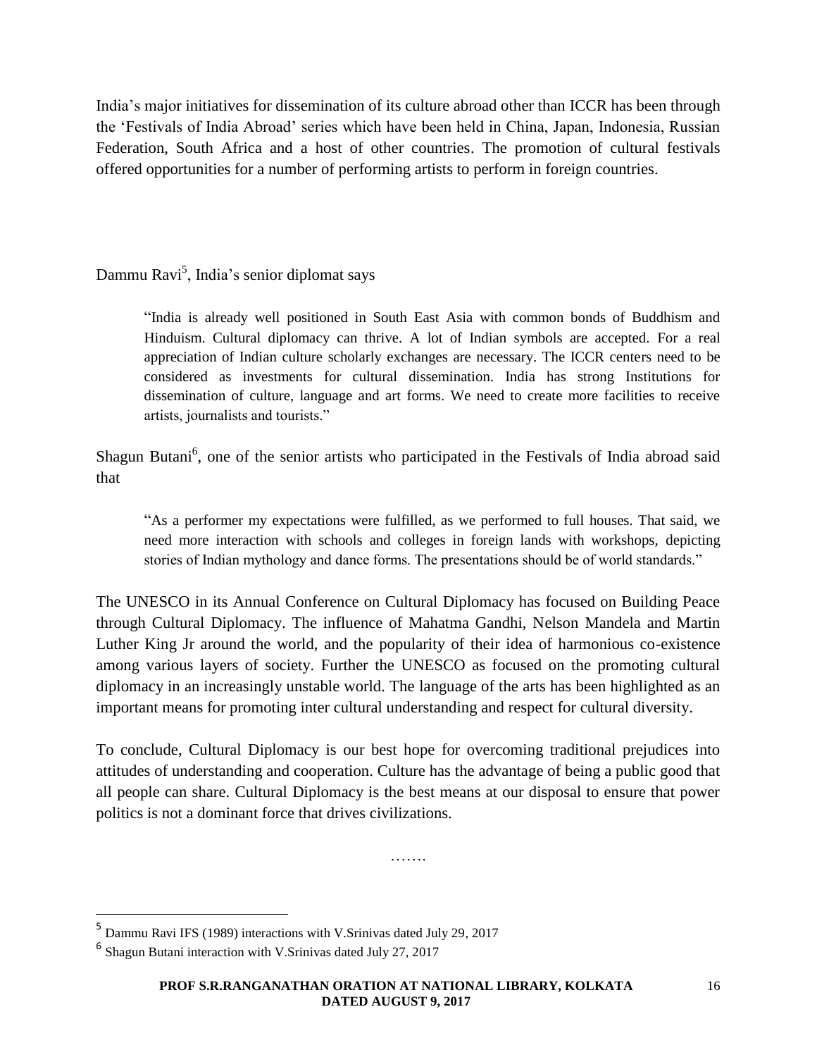India's major initiatives for dissemination of its culture abroad other than ICCR has been through the 'Festivals of India Abroad' series which have been held in China, Japan, Indonesia, Russian Federation, South Africa and a host of other countries. The promotion of cultural festivals offered opportunities for a number of performing artists to perform in foreign countries.

Dammu Ravi[5], India's senior diplomat says

> "India is already well positioned in South East Asia with common bonds of Buddhism and Hinduism. Cultural diplomacy can thrive. A lot of Indian symbols are accepted. For a real appreciation of Indian culture scholarly exchanges are necessary. The ICCR centers need to be considered as investments for cultural dissemination. India has strong Institutions for dissemination of culture, language and art forms. We need to create more facilities to receive artists, journalists and tourists."

Shagun Butani[6], one of the senior artists who participated in the Festivals of India abroad said that

> "As a performer my expectations were fulfilled, as we performed to full houses. That said, we need more interaction with schools and colleges in foreign lands with workshops, depicting stories of Indian mythology and dance forms. The presentations should be of world standards."

The UNESCO in its Annual Conference on Cultural Diplomacy has focused on Building Peace through Cultural Diplomacy. The influence of Mahatma Gandhi, Nelson Mandela and Martin Luther King Jr around the world, and the popularity of their idea of harmonious co-existence among various layers of society. Further the UNESCO as focused on the promoting cultural diplomacy in an increasingly unstable world. The language of the arts has been highlighted as an important means for promoting inter cultural understanding and respect for cultural diversity.

To conclude, Cultural Diplomacy is our best hope for overcoming traditional prejudices into attitudes of understanding and cooperation. Culture has the advantage of being a public good that all people can share. Cultural Diplomacy is the best means at our disposal to ensure that power politics is not a dominant force that drives civilizations.

…….

---

[5] Dammu Ravi IFS (1989) interactions with V.Srinivas dated July 29, 2017

[6] Shagun Butani interaction with V.Srinivas dated July 27, 2017